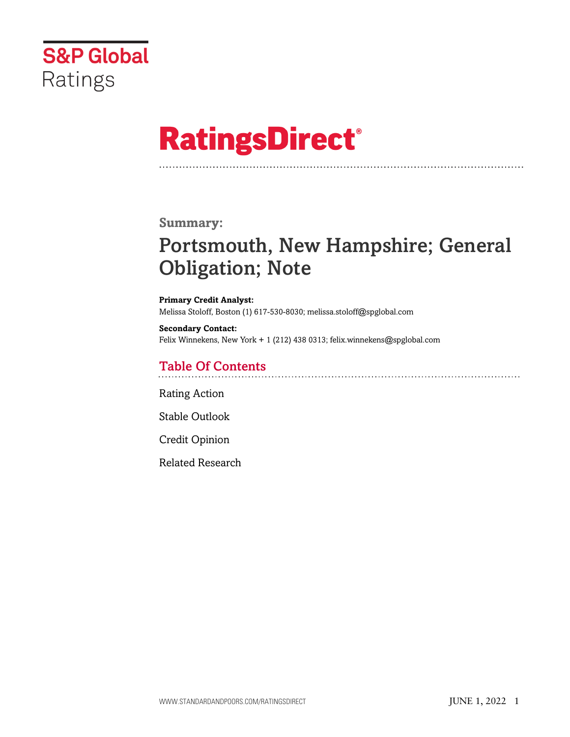S&P Global Ratings

# RatingsDirect®

## Summary:

# Portsmouth, New Hampshire; General Obligation; Note

**Primary Credit Analyst:**
Melissa Stoloff, Boston (1) 617-530-8030; melissa.stoloff@spglobal.com

**Secondary Contact:**
Felix Winnekens, New York + 1 (212) 438 0313; felix.winnekens@spglobal.com

## Table Of Contents

Rating Action

Stable Outlook

Credit Opinion

Related Research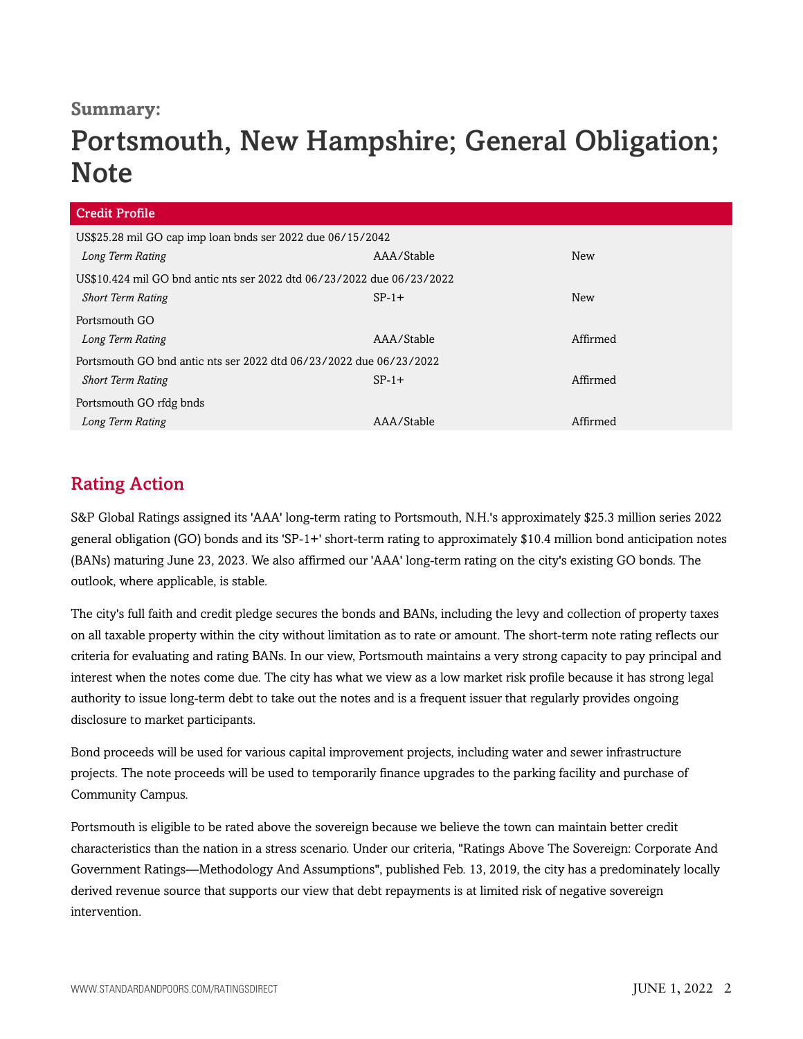**Summary:**

# Portsmouth, New Hampshire; General Obligation; Note

| Credit Profile | | |
|---|---|---|
| US$25.28 mil GO cap imp loan bnds ser 2022 due 06/15/2042 | | |
| *Long Term Rating* | AAA/Stable | New |
| US$10.424 mil GO bnd antic nts ser 2022 dtd 06/23/2022 due 06/23/2022 | | |
| *Short Term Rating* | SP-1+ | New |
| Portsmouth GO | | |
| *Long Term Rating* | AAA/Stable | Affirmed |
| Portsmouth GO bnd antic nts ser 2022 dtd 06/23/2022 due 06/23/2022 | | |
| *Short Term Rating* | SP-1+ | Affirmed |
| Portsmouth GO rfdg bnds | | |
| *Long Term Rating* | AAA/Stable | Affirmed |

## Rating Action

S&P Global Ratings assigned its 'AAA' long-term rating to Portsmouth, N.H.'s approximately $25.3 million series 2022 general obligation (GO) bonds and its 'SP-1+' short-term rating to approximately $10.4 million bond anticipation notes (BANs) maturing June 23, 2023. We also affirmed our 'AAA' long-term rating on the city's existing GO bonds. The outlook, where applicable, is stable.

The city's full faith and credit pledge secures the bonds and BANs, including the levy and collection of property taxes on all taxable property within the city without limitation as to rate or amount. The short-term note rating reflects our criteria for evaluating and rating BANs. In our view, Portsmouth maintains a very strong capacity to pay principal and interest when the notes come due. The city has what we view as a low market risk profile because it has strong legal authority to issue long-term debt to take out the notes and is a frequent issuer that regularly provides ongoing disclosure to market participants.

Bond proceeds will be used for various capital improvement projects, including water and sewer infrastructure projects. The note proceeds will be used to temporarily finance upgrades to the parking facility and purchase of Community Campus.

Portsmouth is eligible to be rated above the sovereign because we believe the town can maintain better credit characteristics than the nation in a stress scenario. Under our criteria, "Ratings Above The Sovereign: Corporate And Government Ratings—Methodology And Assumptions", published Feb. 13, 2019, the city has a predominately locally derived revenue source that supports our view that debt repayments is at limited risk of negative sovereign intervention.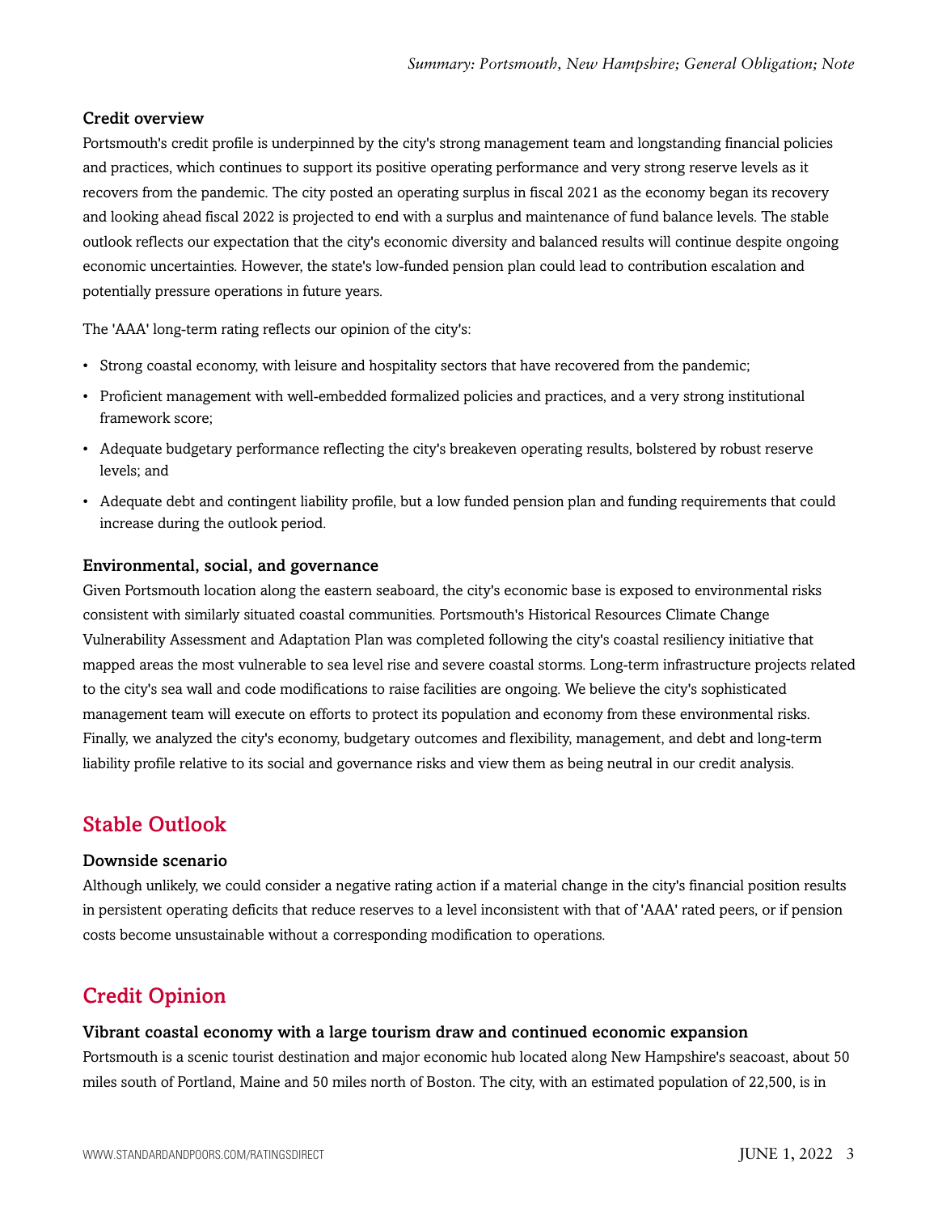### Credit overview

Portsmouth's credit profile is underpinned by the city's strong management team and longstanding financial policies and practices, which continues to support its positive operating performance and very strong reserve levels as it recovers from the pandemic. The city posted an operating surplus in fiscal 2021 as the economy began its recovery and looking ahead fiscal 2022 is projected to end with a surplus and maintenance of fund balance levels. The stable outlook reflects our expectation that the city's economic diversity and balanced results will continue despite ongoing economic uncertainties. However, the state's low-funded pension plan could lead to contribution escalation and potentially pressure operations in future years.

The 'AAA' long-term rating reflects our opinion of the city's:

- Strong coastal economy, with leisure and hospitality sectors that have recovered from the pandemic;
- Proficient management with well-embedded formalized policies and practices, and a very strong institutional framework score;
- Adequate budgetary performance reflecting the city's breakeven operating results, bolstered by robust reserve levels; and
- Adequate debt and contingent liability profile, but a low funded pension plan and funding requirements that could increase during the outlook period.

### Environmental, social, and governance

Given Portsmouth location along the eastern seaboard, the city's economic base is exposed to environmental risks consistent with similarly situated coastal communities. Portsmouth's Historical Resources Climate Change Vulnerability Assessment and Adaptation Plan was completed following the city's coastal resiliency initiative that mapped areas the most vulnerable to sea level rise and severe coastal storms. Long-term infrastructure projects related to the city's sea wall and code modifications to raise facilities are ongoing. We believe the city's sophisticated management team will execute on efforts to protect its population and economy from these environmental risks. Finally, we analyzed the city's economy, budgetary outcomes and flexibility, management, and debt and long-term liability profile relative to its social and governance risks and view them as being neutral in our credit analysis.

## Stable Outlook

### Downside scenario

Although unlikely, we could consider a negative rating action if a material change in the city's financial position results in persistent operating deficits that reduce reserves to a level inconsistent with that of 'AAA' rated peers, or if pension costs become unsustainable without a corresponding modification to operations.

## Credit Opinion

### Vibrant coastal economy with a large tourism draw and continued economic expansion

Portsmouth is a scenic tourist destination and major economic hub located along New Hampshire's seacoast, about 50 miles south of Portland, Maine and 50 miles north of Boston. The city, with an estimated population of 22,500, is in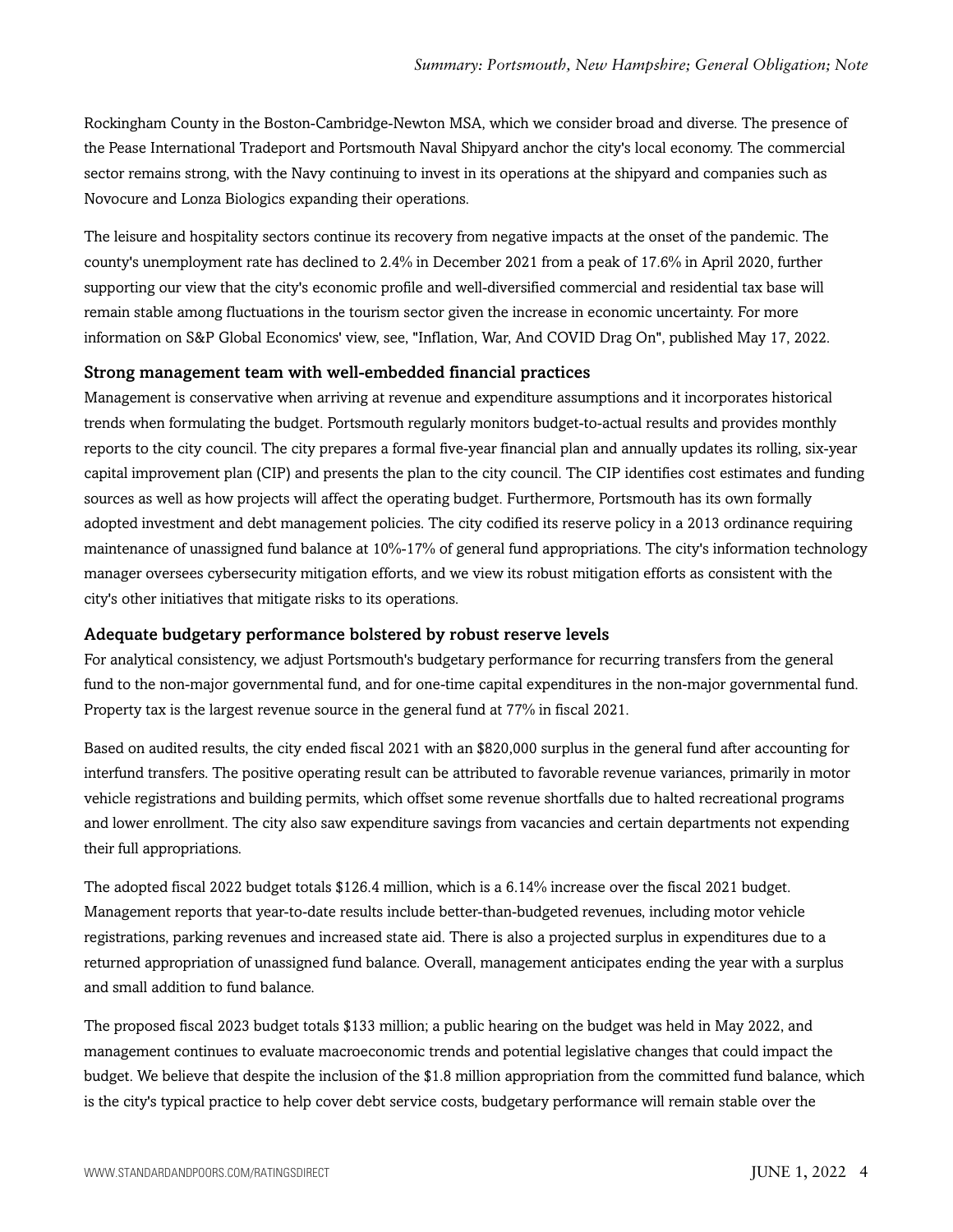Rockingham County in the Boston-Cambridge-Newton MSA, which we consider broad and diverse. The presence of the Pease International Tradeport and Portsmouth Naval Shipyard anchor the city's local economy. The commercial sector remains strong, with the Navy continuing to invest in its operations at the shipyard and companies such as Novocure and Lonza Biologics expanding their operations.

The leisure and hospitality sectors continue its recovery from negative impacts at the onset of the pandemic. The county's unemployment rate has declined to 2.4% in December 2021 from a peak of 17.6% in April 2020, further supporting our view that the city's economic profile and well-diversified commercial and residential tax base will remain stable among fluctuations in the tourism sector given the increase in economic uncertainty. For more information on S&P Global Economics' view, see, "Inflation, War, And COVID Drag On", published May 17, 2022.

### Strong management team with well-embedded financial practices

Management is conservative when arriving at revenue and expenditure assumptions and it incorporates historical trends when formulating the budget. Portsmouth regularly monitors budget-to-actual results and provides monthly reports to the city council. The city prepares a formal five-year financial plan and annually updates its rolling, six-year capital improvement plan (CIP) and presents the plan to the city council. The CIP identifies cost estimates and funding sources as well as how projects will affect the operating budget. Furthermore, Portsmouth has its own formally adopted investment and debt management policies. The city codified its reserve policy in a 2013 ordinance requiring maintenance of unassigned fund balance at 10%-17% of general fund appropriations. The city's information technology manager oversees cybersecurity mitigation efforts, and we view its robust mitigation efforts as consistent with the city's other initiatives that mitigate risks to its operations.

### Adequate budgetary performance bolstered by robust reserve levels

For analytical consistency, we adjust Portsmouth's budgetary performance for recurring transfers from the general fund to the non-major governmental fund, and for one-time capital expenditures in the non-major governmental fund. Property tax is the largest revenue source in the general fund at 77% in fiscal 2021.

Based on audited results, the city ended fiscal 2021 with an $820,000 surplus in the general fund after accounting for interfund transfers. The positive operating result can be attributed to favorable revenue variances, primarily in motor vehicle registrations and building permits, which offset some revenue shortfalls due to halted recreational programs and lower enrollment. The city also saw expenditure savings from vacancies and certain departments not expending their full appropriations.

The adopted fiscal 2022 budget totals $126.4 million, which is a 6.14% increase over the fiscal 2021 budget. Management reports that year-to-date results include better-than-budgeted revenues, including motor vehicle registrations, parking revenues and increased state aid. There is also a projected surplus in expenditures due to a returned appropriation of unassigned fund balance. Overall, management anticipates ending the year with a surplus and small addition to fund balance.

The proposed fiscal 2023 budget totals $133 million; a public hearing on the budget was held in May 2022, and management continues to evaluate macroeconomic trends and potential legislative changes that could impact the budget. We believe that despite the inclusion of the $1.8 million appropriation from the committed fund balance, which is the city's typical practice to help cover debt service costs, budgetary performance will remain stable over the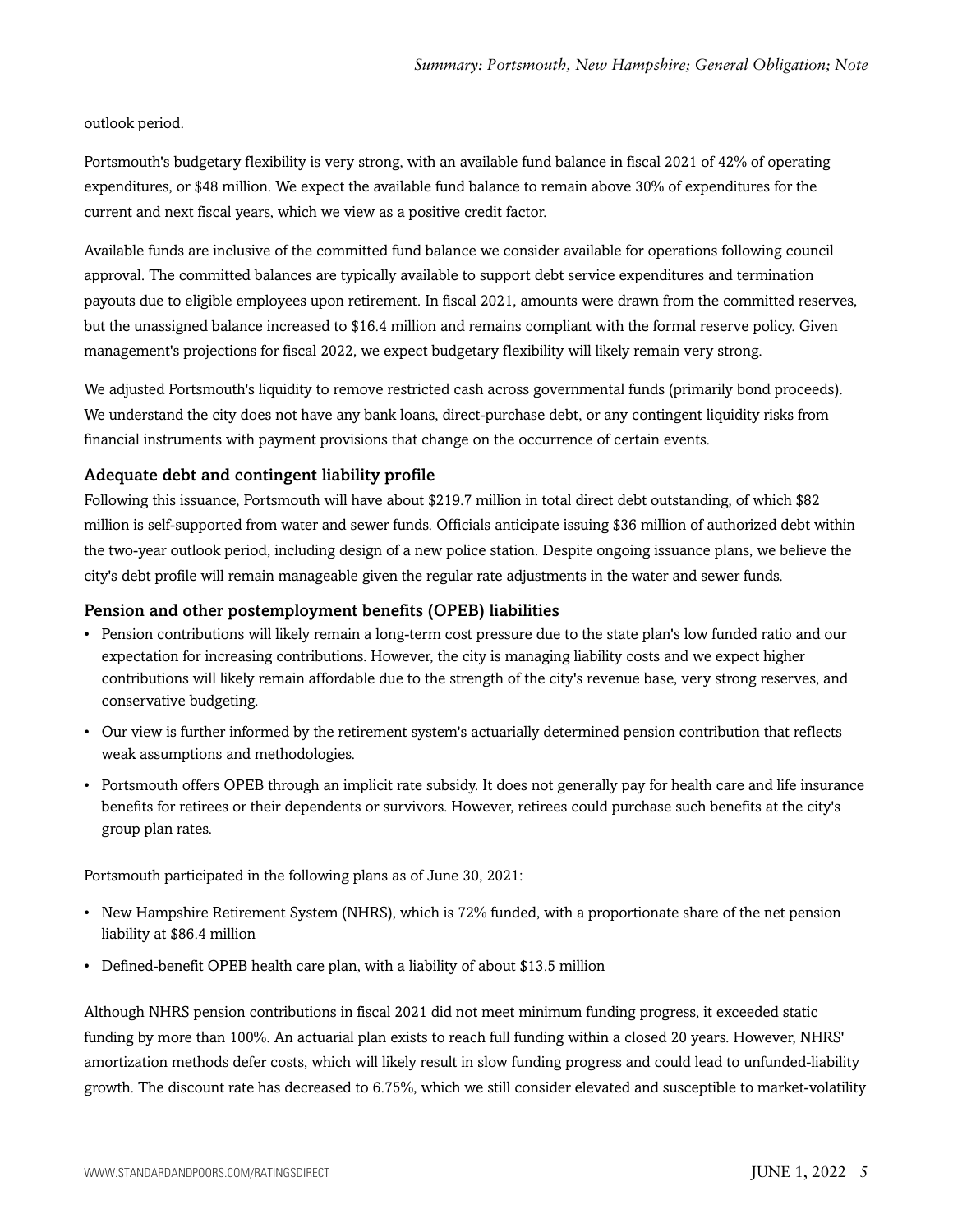outlook period.

Portsmouth's budgetary flexibility is very strong, with an available fund balance in fiscal 2021 of 42% of operating expenditures, or $48 million. We expect the available fund balance to remain above 30% of expenditures for the current and next fiscal years, which we view as a positive credit factor.

Available funds are inclusive of the committed fund balance we consider available for operations following council approval. The committed balances are typically available to support debt service expenditures and termination payouts due to eligible employees upon retirement. In fiscal 2021, amounts were drawn from the committed reserves, but the unassigned balance increased to $16.4 million and remains compliant with the formal reserve policy. Given management's projections for fiscal 2022, we expect budgetary flexibility will likely remain very strong.

We adjusted Portsmouth's liquidity to remove restricted cash across governmental funds (primarily bond proceeds). We understand the city does not have any bank loans, direct-purchase debt, or any contingent liquidity risks from financial instruments with payment provisions that change on the occurrence of certain events.

### Adequate debt and contingent liability profile

Following this issuance, Portsmouth will have about $219.7 million in total direct debt outstanding, of which $82 million is self-supported from water and sewer funds. Officials anticipate issuing $36 million of authorized debt within the two-year outlook period, including design of a new police station. Despite ongoing issuance plans, we believe the city's debt profile will remain manageable given the regular rate adjustments in the water and sewer funds.

### Pension and other postemployment benefits (OPEB) liabilities

- Pension contributions will likely remain a long-term cost pressure due to the state plan's low funded ratio and our expectation for increasing contributions. However, the city is managing liability costs and we expect higher contributions will likely remain affordable due to the strength of the city's revenue base, very strong reserves, and conservative budgeting.
- Our view is further informed by the retirement system's actuarially determined pension contribution that reflects weak assumptions and methodologies.
- Portsmouth offers OPEB through an implicit rate subsidy. It does not generally pay for health care and life insurance benefits for retirees or their dependents or survivors. However, retirees could purchase such benefits at the city's group plan rates.

Portsmouth participated in the following plans as of June 30, 2021:

- New Hampshire Retirement System (NHRS), which is 72% funded, with a proportionate share of the net pension liability at $86.4 million
- Defined-benefit OPEB health care plan, with a liability of about $13.5 million

Although NHRS pension contributions in fiscal 2021 did not meet minimum funding progress, it exceeded static funding by more than 100%. An actuarial plan exists to reach full funding within a closed 20 years. However, NHRS' amortization methods defer costs, which will likely result in slow funding progress and could lead to unfunded-liability growth. The discount rate has decreased to 6.75%, which we still consider elevated and susceptible to market-volatility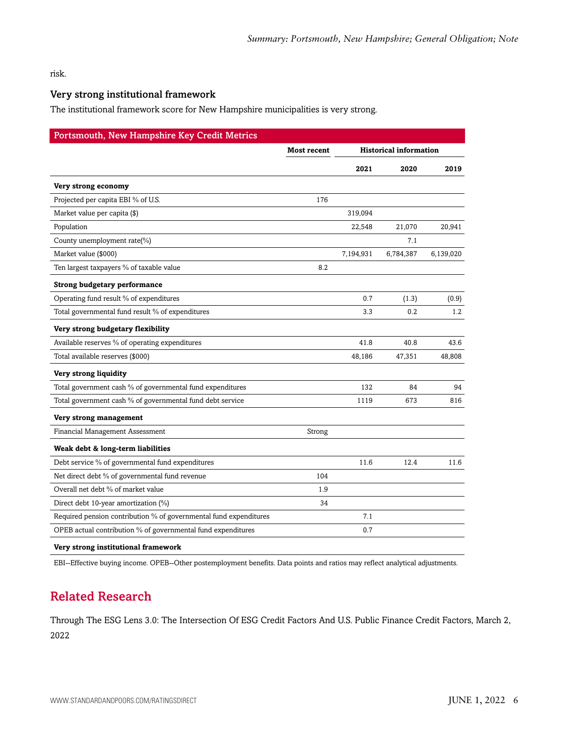risk.

### Very strong institutional framework

The institutional framework score for New Hampshire municipalities is very strong.

| Portsmouth, New Hampshire Key Credit Metrics | | | | |
|---|---|---|---|---|
| | **Most recent** | **Historical information** | | |
| | | **2021** | **2020** | **2019** |
| **Very strong economy** | | | | |
| Projected per capita EBI % of U.S. | 176 | | | |
| Market value per capita ($) | | 319,094 | | |
| Population | | 22,548 | 21,070 | 20,941 |
| County unemployment rate(%) | | | 7.1 | |
| Market value ($000) | | 7,194,931 | 6,784,387 | 6,139,020 |
| Ten largest taxpayers % of taxable value | 8.2 | | | |
| **Strong budgetary performance** | | | | |
| Operating fund result % of expenditures | | 0.7 | (1.3) | (0.9) |
| Total governmental fund result % of expenditures | | 3.3 | 0.2 | 1.2 |
| **Very strong budgetary flexibility** | | | | |
| Available reserves % of operating expenditures | | 41.8 | 40.8 | 43.6 |
| Total available reserves ($000) | | 48,186 | 47,351 | 48,808 |
| **Very strong liquidity** | | | | |
| Total government cash % of governmental fund expenditures | | 132 | 84 | 94 |
| Total government cash % of governmental fund debt service | | 1119 | 673 | 816 |
| **Very strong management** | | | | |
| Financial Management Assessment | Strong | | | |
| **Weak debt & long-term liabilities** | | | | |
| Debt service % of governmental fund expenditures | | 11.6 | 12.4 | 11.6 |
| Net direct debt % of governmental fund revenue | 104 | | | |
| Overall net debt % of market value | 1.9 | | | |
| Direct debt 10-year amortization (%) | 34 | | | |
| Required pension contribution % of governmental fund expenditures | | 7.1 | | |
| OPEB actual contribution % of governmental fund expenditures | | 0.7 | | |
| **Very strong institutional framework** | | | | |

EBI--Effective buying income. OPEB--Other postemployment benefits. Data points and ratios may reflect analytical adjustments.

## Related Research

Through The ESG Lens 3.0: The Intersection Of ESG Credit Factors And U.S. Public Finance Credit Factors, March 2, 2022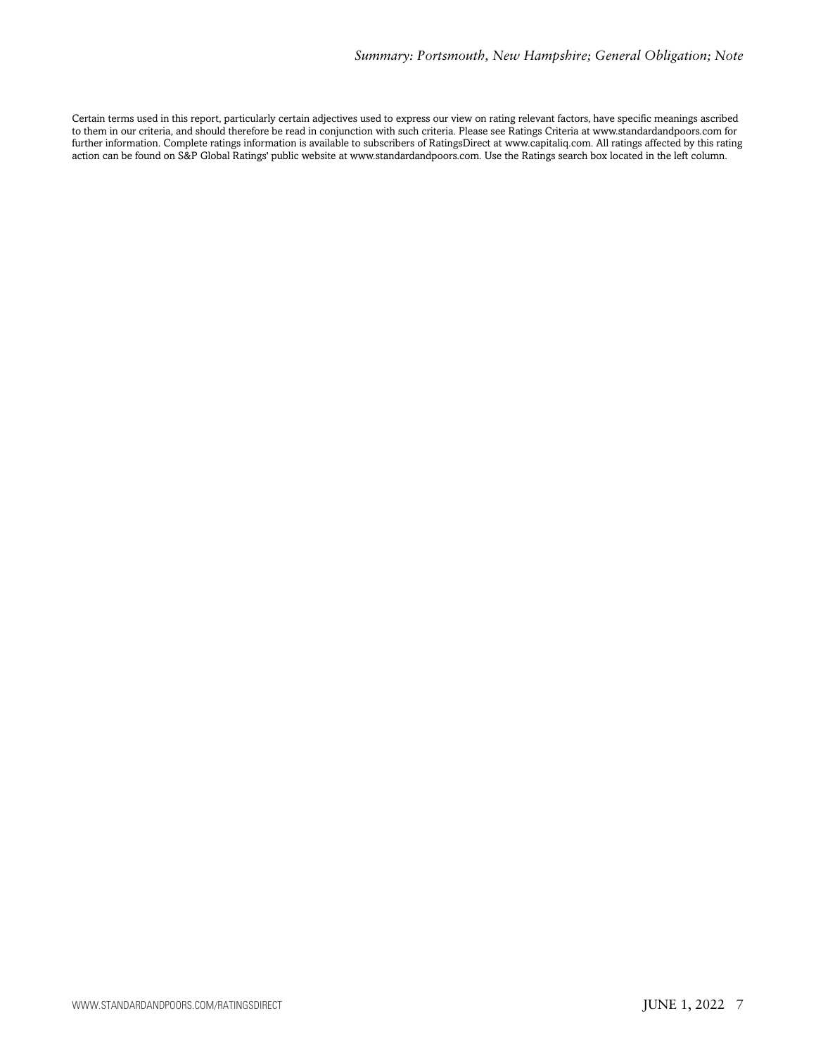Certain terms used in this report, particularly certain adjectives used to express our view on rating relevant factors, have specific meanings ascribed to them in our criteria, and should therefore be read in conjunction with such criteria. Please see Ratings Criteria at www.standardandpoors.com for further information. Complete ratings information is available to subscribers of RatingsDirect at www.capitaliq.com. All ratings affected by this rating action can be found on S&P Global Ratings' public website at www.standardandpoors.com. Use the Ratings search box located in the left column.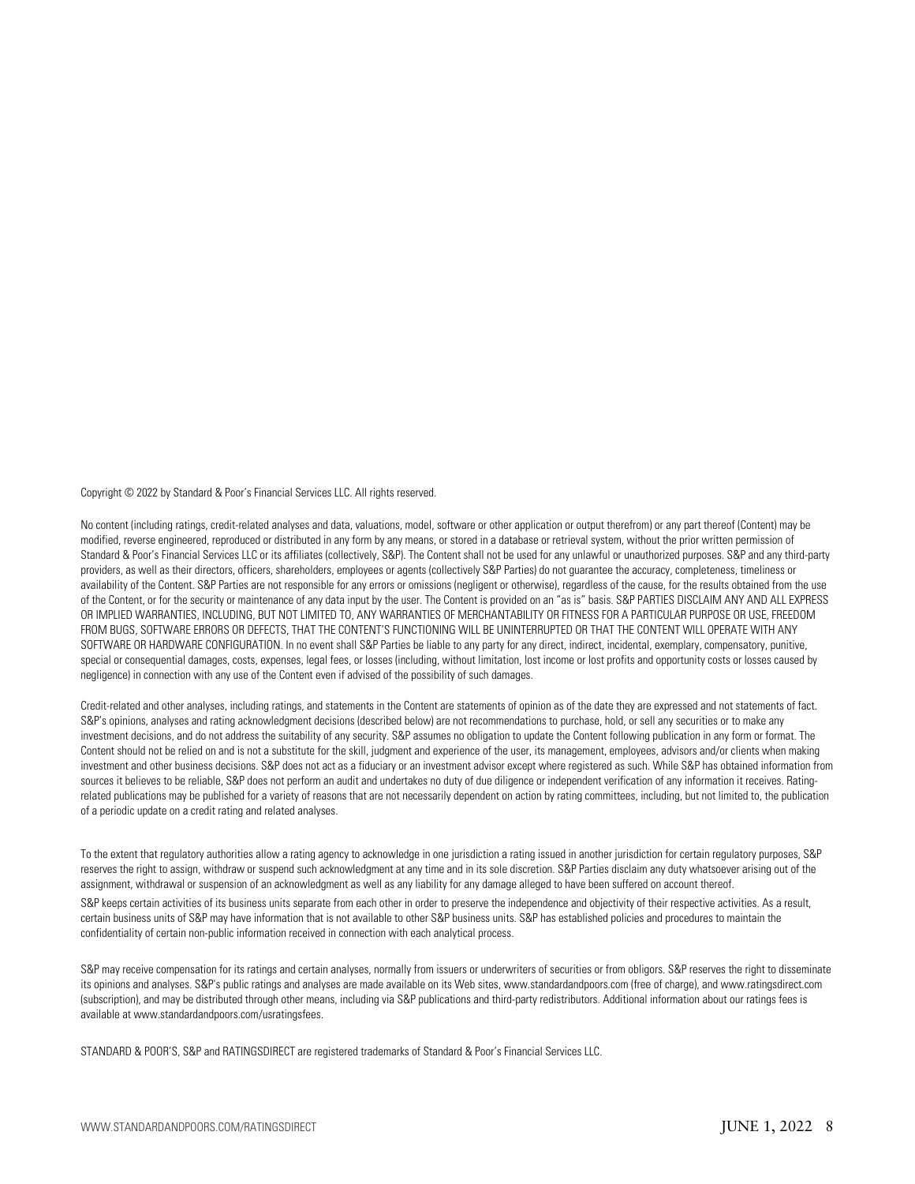Copyright © 2022 by Standard & Poor's Financial Services LLC. All rights reserved.

No content (including ratings, credit-related analyses and data, valuations, model, software or other application or output therefrom) or any part thereof (Content) may be modified, reverse engineered, reproduced or distributed in any form by any means, or stored in a database or retrieval system, without the prior written permission of Standard & Poor's Financial Services LLC or its affiliates (collectively, S&P). The Content shall not be used for any unlawful or unauthorized purposes. S&P and any third-party providers, as well as their directors, officers, shareholders, employees or agents (collectively S&P Parties) do not guarantee the accuracy, completeness, timeliness or availability of the Content. S&P Parties are not responsible for any errors or omissions (negligent or otherwise), regardless of the cause, for the results obtained from the use of the Content, or for the security or maintenance of any data input by the user. The Content is provided on an "as is" basis. S&P PARTIES DISCLAIM ANY AND ALL EXPRESS OR IMPLIED WARRANTIES, INCLUDING, BUT NOT LIMITED TO, ANY WARRANTIES OF MERCHANTABILITY OR FITNESS FOR A PARTICULAR PURPOSE OR USE, FREEDOM FROM BUGS, SOFTWARE ERRORS OR DEFECTS, THAT THE CONTENT'S FUNCTIONING WILL BE UNINTERRUPTED OR THAT THE CONTENT WILL OPERATE WITH ANY SOFTWARE OR HARDWARE CONFIGURATION. In no event shall S&P Parties be liable to any party for any direct, indirect, incidental, exemplary, compensatory, punitive, special or consequential damages, costs, expenses, legal fees, or losses (including, without limitation, lost income or lost profits and opportunity costs or losses caused by negligence) in connection with any use of the Content even if advised of the possibility of such damages.

Credit-related and other analyses, including ratings, and statements in the Content are statements of opinion as of the date they are expressed and not statements of fact. S&P's opinions, analyses and rating acknowledgment decisions (described below) are not recommendations to purchase, hold, or sell any securities or to make any investment decisions, and do not address the suitability of any security. S&P assumes no obligation to update the Content following publication in any form or format. The Content should not be relied on and is not a substitute for the skill, judgment and experience of the user, its management, employees, advisors and/or clients when making investment and other business decisions. S&P does not act as a fiduciary or an investment advisor except where registered as such. While S&P has obtained information from sources it believes to be reliable, S&P does not perform an audit and undertakes no duty of due diligence or independent verification of any information it receives. Rating-related publications may be published for a variety of reasons that are not necessarily dependent on action by rating committees, including, but not limited to, the publication of a periodic update on a credit rating and related analyses.

To the extent that regulatory authorities allow a rating agency to acknowledge in one jurisdiction a rating issued in another jurisdiction for certain regulatory purposes, S&P reserves the right to assign, withdraw or suspend such acknowledgment at any time and in its sole discretion. S&P Parties disclaim any duty whatsoever arising out of the assignment, withdrawal or suspension of an acknowledgment as well as any liability for any damage alleged to have been suffered on account thereof.

S&P keeps certain activities of its business units separate from each other in order to preserve the independence and objectivity of their respective activities. As a result, certain business units of S&P may have information that is not available to other S&P business units. S&P has established policies and procedures to maintain the confidentiality of certain non-public information received in connection with each analytical process.

S&P may receive compensation for its ratings and certain analyses, normally from issuers or underwriters of securities or from obligors. S&P reserves the right to disseminate its opinions and analyses. S&P's public ratings and analyses are made available on its Web sites, www.standardandpoors.com (free of charge), and www.ratingsdirect.com (subscription), and may be distributed through other means, including via S&P publications and third-party redistributors. Additional information about our ratings fees is available at www.standardandpoors.com/usratingsfees.

STANDARD & POOR'S, S&P and RATINGSDIRECT are registered trademarks of Standard & Poor's Financial Services LLC.